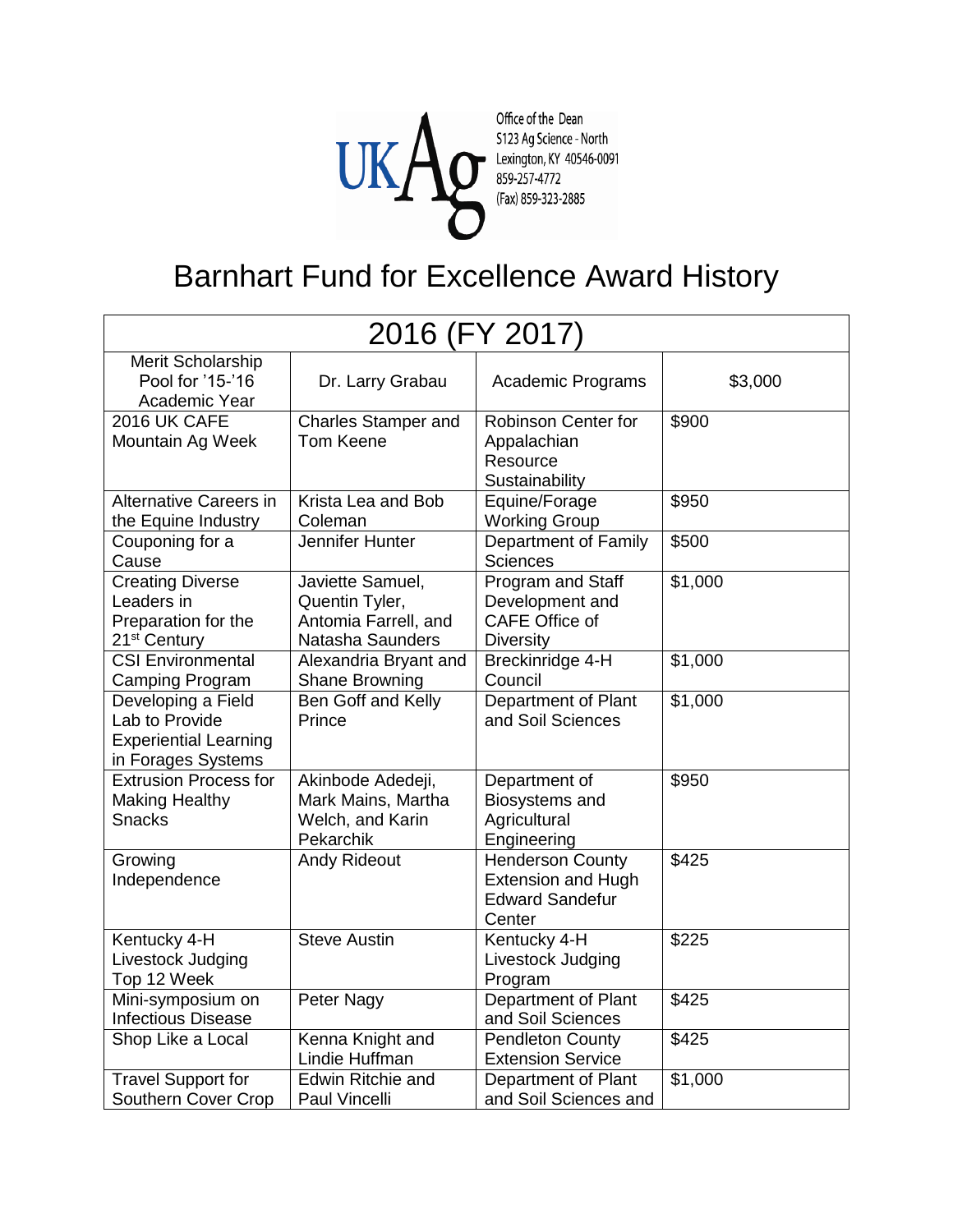Office of the Dean
S123 Ag Science - North
Lexington, KY 40546-0091
859-257-4772
(Fax) 859-323-2885

# Barnhart Fund for Excellence Award History

| 2016 (FY 2017) | | | |
|---|---|---|---|
| Merit Scholarship Pool for '15-'16 Academic Year | Dr. Larry Grabau | Academic Programs | $3,000 |
| 2016 UK CAFE Mountain Ag Week | Charles Stamper and Tom Keene | Robinson Center for Appalachian Resource Sustainability | $900 |
| Alternative Careers in the Equine Industry | Krista Lea and Bob Coleman | Equine/Forage Working Group | $950 |
| Couponing for a Cause | Jennifer Hunter | Department of Family Sciences | $500 |
| Creating Diverse Leaders in Preparation for the 21st Century | Javiette Samuel, Quentin Tyler, Antomia Farrell, and Natasha Saunders | Program and Staff Development and CAFE Office of Diversity | $1,000 |
| CSI Environmental Camping Program | Alexandria Bryant and Shane Browning | Breckinridge 4-H Council | $1,000 |
| Developing a Field Lab to Provide Experiential Learning in Forages Systems | Ben Goff and Kelly Prince | Department of Plant and Soil Sciences | $1,000 |
| Extrusion Process for Making Healthy Snacks | Akinbode Adedeji, Mark Mains, Martha Welch, and Karin Pekarchik | Department of Biosystems and Agricultural Engineering | $950 |
| Growing Independence | Andy Rideout | Henderson County Extension and Hugh Edward Sandefur Center | $425 |
| Kentucky 4-H Livestock Judging Top 12 Week | Steve Austin | Kentucky 4-H Livestock Judging Program | $225 |
| Mini-symposium on Infectious Disease | Peter Nagy | Department of Plant and Soil Sciences | $425 |
| Shop Like a Local | Kenna Knight and Lindie Huffman | Pendleton County Extension Service | $425 |
| Travel Support for Southern Cover Crop | Edwin Ritchie and Paul Vincelli | Department of Plant and Soil Sciences and | $1,000 |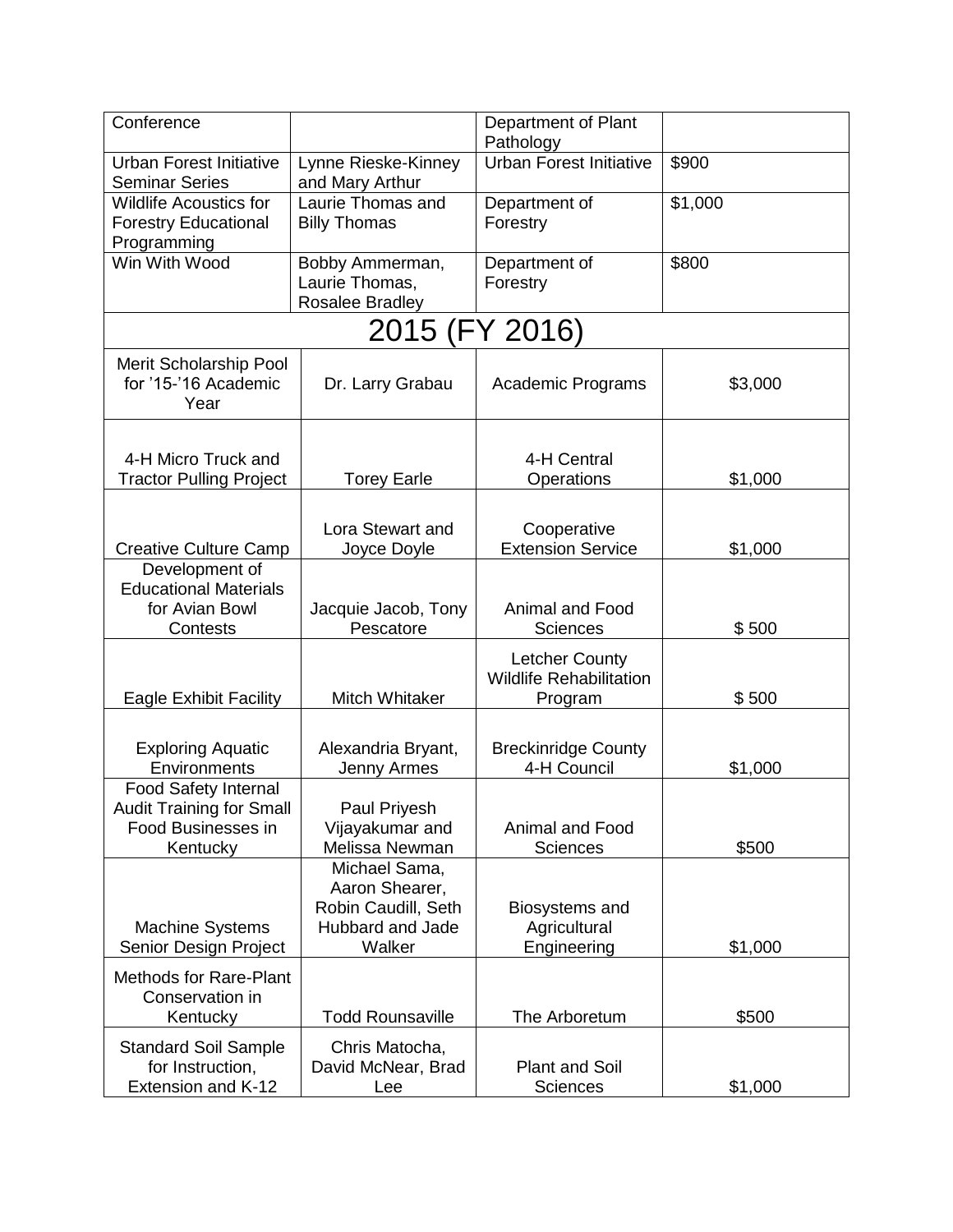| | | | |
|---|---|---|---|
| Conference | | Department of Plant Pathology | |
| Urban Forest Initiative Seminar Series | Lynne Rieske-Kinney and Mary Arthur | Urban Forest Initiative | $900 |
| Wildlife Acoustics for Forestry Educational Programming | Laurie Thomas and Billy Thomas | Department of Forestry | $1,000 |
| Win With Wood | Bobby Ammerman, Laurie Thomas, Rosalee Bradley | Department of Forestry | $800 |
| **2015 (FY 2016)** | | | |
| Merit Scholarship Pool for '15-'16 Academic Year | Dr. Larry Grabau | Academic Programs | $3,000 |
| 4-H Micro Truck and Tractor Pulling Project | Torey Earle | 4-H Central Operations | $1,000 |
| Creative Culture Camp | Lora Stewart and Joyce Doyle | Cooperative Extension Service | $1,000 |
| Development of Educational Materials for Avian Bowl Contests | Jacquie Jacob, Tony Pescatore | Animal and Food Sciences | $ 500 |
| Eagle Exhibit Facility | Mitch Whitaker | Letcher County Wildlife Rehabilitation Program | $ 500 |
| Exploring Aquatic Environments | Alexandria Bryant, Jenny Armes | Breckinridge County 4-H Council | $1,000 |
| Food Safety Internal Audit Training for Small Food Businesses in Kentucky | Paul Priyesh Vijayakumar and Melissa Newman | Animal and Food Sciences | $500 |
| Machine Systems Senior Design Project | Michael Sama, Aaron Shearer, Robin Caudill, Seth Hubbard and Jade Walker | Biosystems and Agricultural Engineering | $1,000 |
| Methods for Rare-Plant Conservation in Kentucky | Todd Rounsaville | The Arboretum | $500 |
| Standard Soil Sample for Instruction, Extension and K-12 | Chris Matocha, David McNear, Brad Lee | Plant and Soil Sciences | $1,000 |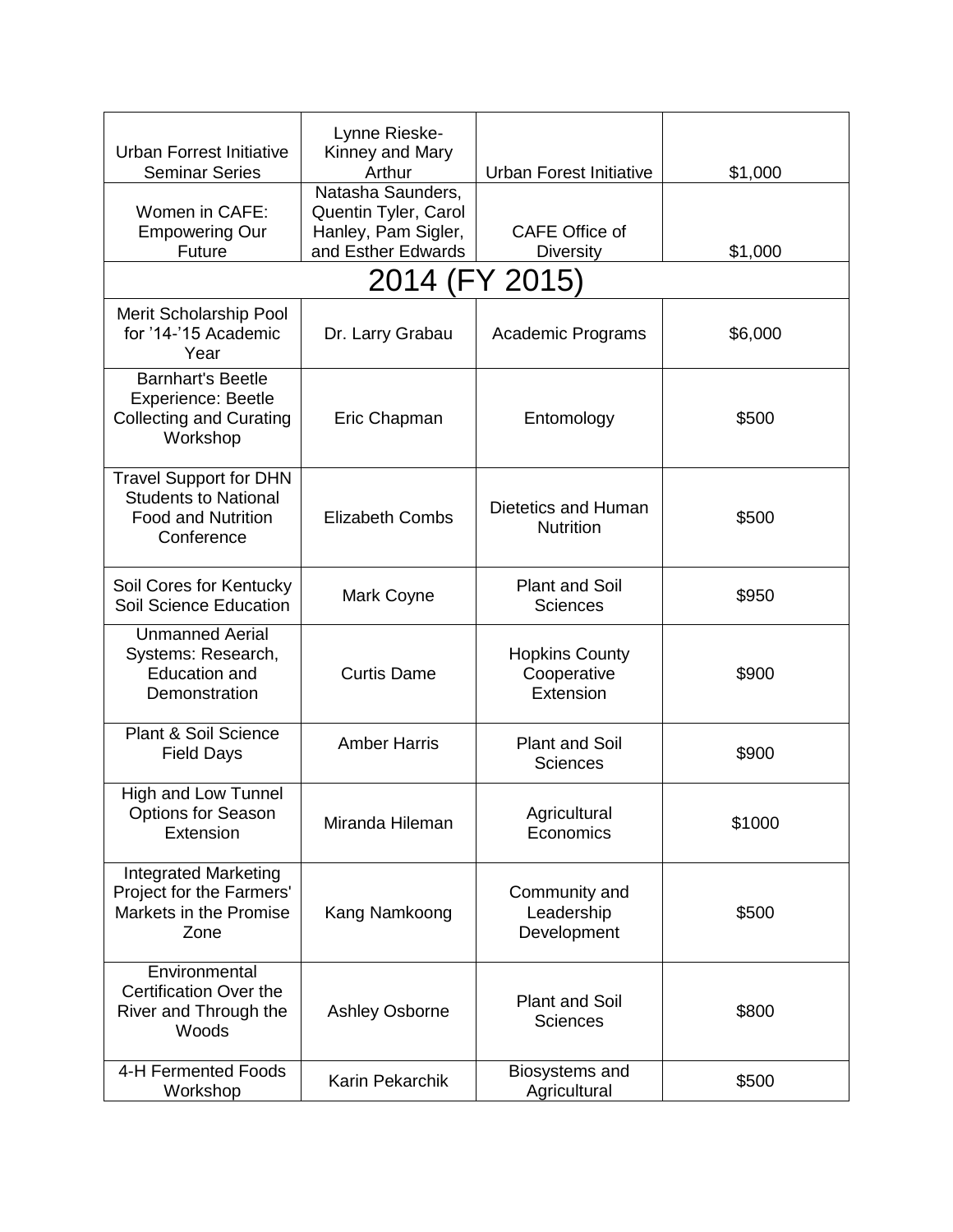| | | | |
|---|---|---|---|
| Urban Forrest Initiative Seminar Series | Lynne Rieske-Kinney and Mary Arthur | Urban Forest Initiative | $1,000 |
| Women in CAFE: Empowering Our Future | Natasha Saunders, Quentin Tyler, Carol Hanley, Pam Sigler, and Esther Edwards | CAFE Office of Diversity | $1,000 |
| **2014 (FY 2015)** | | | |
| Merit Scholarship Pool for ’14-’15 Academic Year | Dr. Larry Grabau | Academic Programs | $6,000 |
| Barnhart's Beetle Experience: Beetle Collecting and Curating Workshop | Eric Chapman | Entomology | $500 |
| Travel Support for DHN Students to National Food and Nutrition Conference | Elizabeth Combs | Dietetics and Human Nutrition | $500 |
| Soil Cores for Kentucky Soil Science Education | Mark Coyne | Plant and Soil Sciences | $950 |
| Unmanned Aerial Systems: Research, Education and Demonstration | Curtis Dame | Hopkins County Cooperative Extension | $900 |
| Plant & Soil Science Field Days | Amber Harris | Plant and Soil Sciences | $900 |
| High and Low Tunnel Options for Season Extension | Miranda Hileman | Agricultural Economics | $1000 |
| Integrated Marketing Project for the Farmers' Markets in the Promise Zone | Kang Namkoong | Community and Leadership Development | $500 |
| Environmental Certification Over the River and Through the Woods | Ashley Osborne | Plant and Soil Sciences | $800 |
| 4-H Fermented Foods Workshop | Karin Pekarchik | Biosystems and Agricultural | $500 |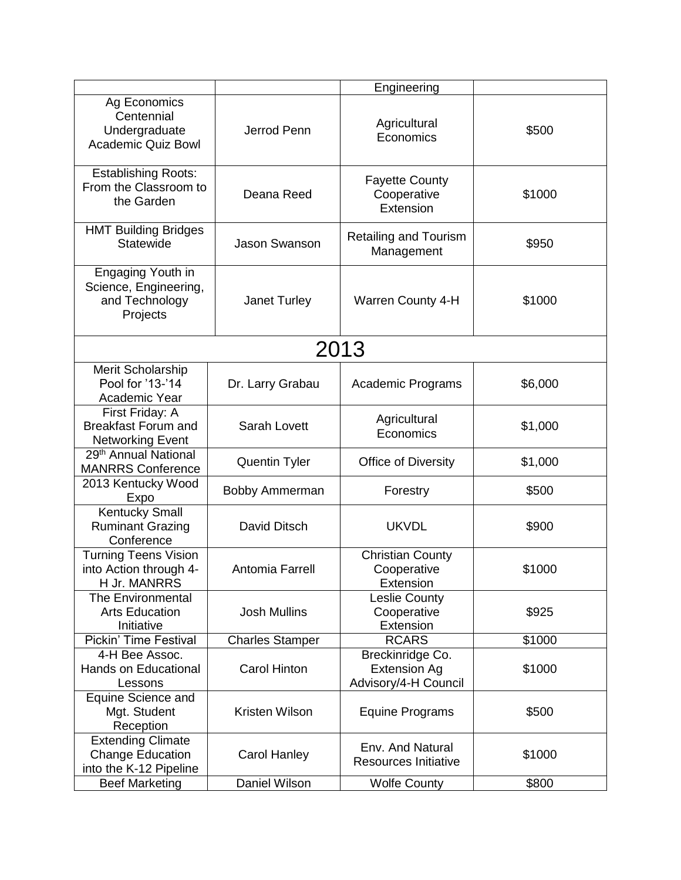| | | | |
|---|---|---|---|
| | | Engineering | |
| Ag Economics Centennial Undergraduate Academic Quiz Bowl | Jerrod Penn | Agricultural Economics | $500 |
| Establishing Roots: From the Classroom to the Garden | Deana Reed | Fayette County Cooperative Extension | $1000 |
| HMT Building Bridges Statewide | Jason Swanson | Retailing and Tourism Management | $950 |
| Engaging Youth in Science, Engineering, and Technology Projects | Janet Turley | Warren County 4-H | $1000 |
| **2013** | | | |
| Merit Scholarship Pool for '13-'14 Academic Year | Dr. Larry Grabau | Academic Programs | $6,000 |
| First Friday: A Breakfast Forum and Networking Event | Sarah Lovett | Agricultural Economics | $1,000 |
| 29th Annual National MANRRS Conference | Quentin Tyler | Office of Diversity | $1,000 |
| 2013 Kentucky Wood Expo | Bobby Ammerman | Forestry | $500 |
| Kentucky Small Ruminant Grazing Conference | David Ditsch | UKVDL | $900 |
| Turning Teens Vision into Action through 4-H Jr. MANRRS | Antomia Farrell | Christian County Cooperative Extension | $1000 |
| The Environmental Arts Education Initiative | Josh Mullins | Leslie County Cooperative Extension | $925 |
| Pickin' Time Festival | Charles Stamper | RCARS | $1000 |
| 4-H Bee Assoc. Hands on Educational Lessons | Carol Hinton | Breckinridge Co. Extension Ag Advisory/4-H Council | $1000 |
| Equine Science and Mgt. Student Reception | Kristen Wilson | Equine Programs | $500 |
| Extending Climate Change Education into the K-12 Pipeline | Carol Hanley | Env. And Natural Resources Initiative | $1000 |
| Beef Marketing | Daniel Wilson | Wolfe County | $800 |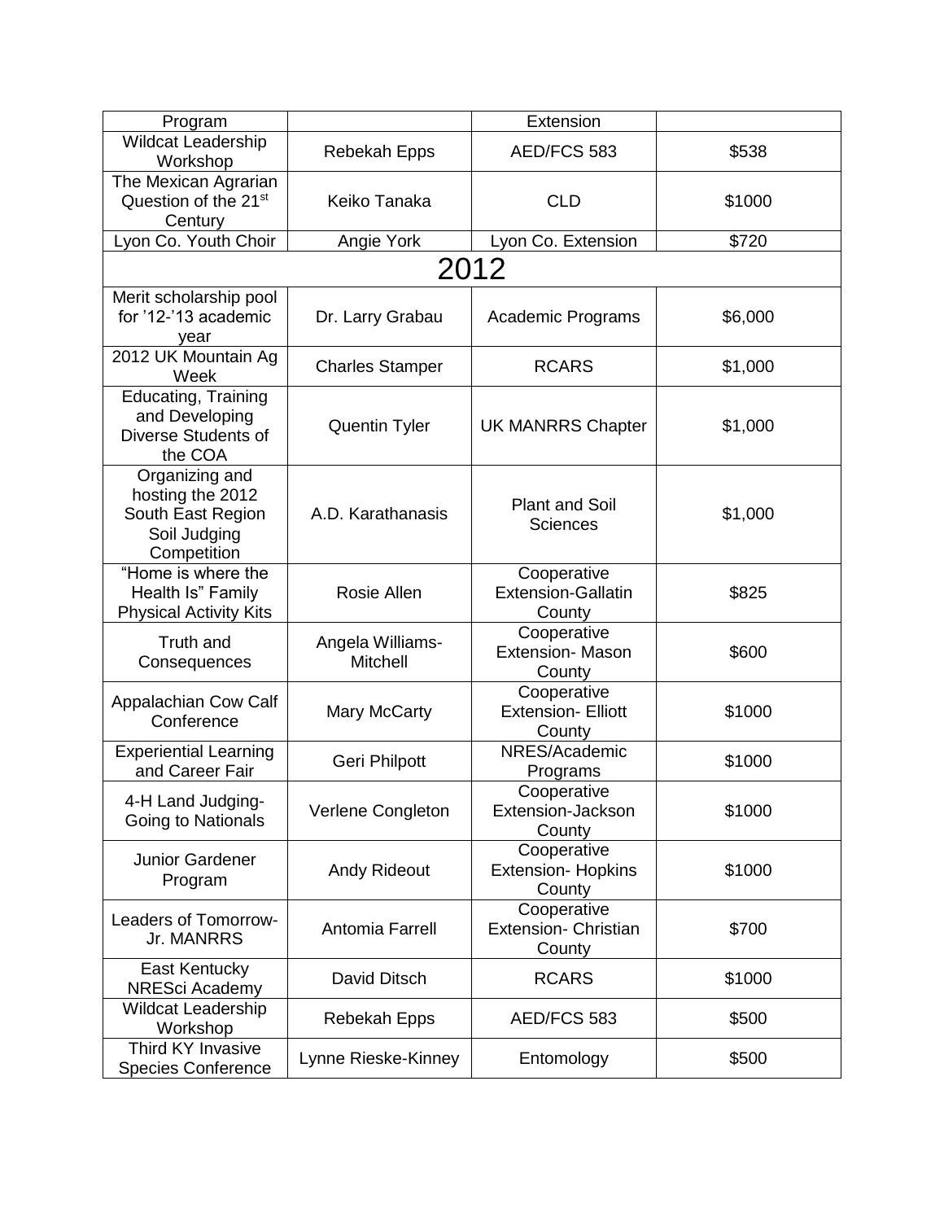| Program | | Extension | |
|---|---|---|---|
| Wildcat Leadership Workshop | Rebekah Epps | AED/FCS 583 | $538 |
| The Mexican Agrarian Question of the 21[st] Century | Keiko Tanaka | CLD | $1000 |
| Lyon Co. Youth Choir | Angie York | Lyon Co. Extension | $720 |
| 2012 | | | |
| Merit scholarship pool for '12-'13 academic year | Dr. Larry Grabau | Academic Programs | $6,000 |
| 2012 UK Mountain Ag Week | Charles Stamper | RCARS | $1,000 |
| Educating, Training and Developing Diverse Students of the COA | Quentin Tyler | UK MANRRS Chapter | $1,000 |
| Organizing and hosting the 2012 South East Region Soil Judging Competition | A.D. Karathanasis | Plant and Soil Sciences | $1,000 |
| "Home is where the Health Is" Family Physical Activity Kits | Rosie Allen | Cooperative Extension-Gallatin County | $825 |
| Truth and Consequences | Angela Williams-Mitchell | Cooperative Extension- Mason County | $600 |
| Appalachian Cow Calf Conference | Mary McCarty | Cooperative Extension- Elliott County | $1000 |
| Experiential Learning and Career Fair | Geri Philpott | NRES/Academic Programs | $1000 |
| 4-H Land Judging- Going to Nationals | Verlene Congleton | Cooperative Extension-Jackson County | $1000 |
| Junior Gardener Program | Andy Rideout | Cooperative Extension- Hopkins County | $1000 |
| Leaders of Tomorrow- Jr. MANRRS | Antomia Farrell | Cooperative Extension- Christian County | $700 |
| East Kentucky NRESci Academy | David Ditsch | RCARS | $1000 |
| Wildcat Leadership Workshop | Rebekah Epps | AED/FCS 583 | $500 |
| Third KY Invasive Species Conference | Lynne Rieske-Kinney | Entomology | $500 |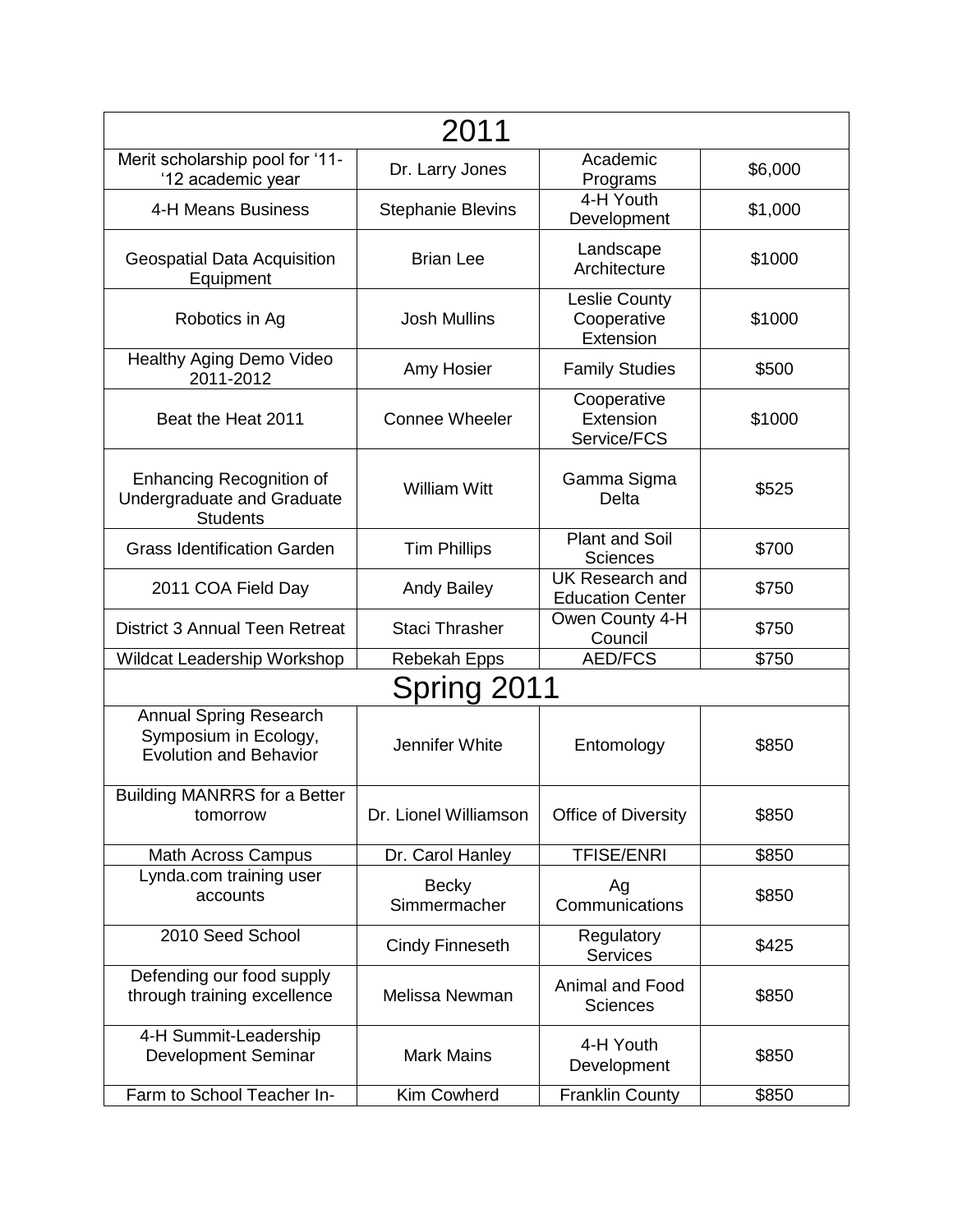| 2011 | | | |
|---|---|---|---|
| Merit scholarship pool for '11-'12 academic year | Dr. Larry Jones | Academic Programs | $6,000 |
| 4-H Means Business | Stephanie Blevins | 4-H Youth Development | $1,000 |
| Geospatial Data Acquisition Equipment | Brian Lee | Landscape Architecture | $1000 |
| Robotics in Ag | Josh Mullins | Leslie County Cooperative Extension | $1000 |
| Healthy Aging Demo Video 2011-2012 | Amy Hosier | Family Studies | $500 |
| Beat the Heat 2011 | Connee Wheeler | Cooperative Extension Service/FCS | $1000 |
| Enhancing Recognition of Undergraduate and Graduate Students | William Witt | Gamma Sigma Delta | $525 |
| Grass Identification Garden | Tim Phillips | Plant and Soil Sciences | $700 |
| 2011 COA Field Day | Andy Bailey | UK Research and Education Center | $750 |
| District 3 Annual Teen Retreat | Staci Thrasher | Owen County 4-H Council | $750 |
| Wildcat Leadership Workshop | Rebekah Epps | AED/FCS | $750 |
| **Spring 2011** | | | |
| Annual Spring Research Symposium in Ecology, Evolution and Behavior | Jennifer White | Entomology | $850 |
| Building MANRRS for a Better tomorrow | Dr. Lionel Williamson | Office of Diversity | $850 |
| Math Across Campus | Dr. Carol Hanley | TFISE/ENRI | $850 |
| Lynda.com training user accounts | Becky Simmermacher | Ag Communications | $850 |
| 2010 Seed School | Cindy Finneseth | Regulatory Services | $425 |
| Defending our food supply through training excellence | Melissa Newman | Animal and Food Sciences | $850 |
| 4-H Summit-Leadership Development Seminar | Mark Mains | 4-H Youth Development | $850 |
| Farm to School Teacher In- | Kim Cowherd | Franklin County | $850 |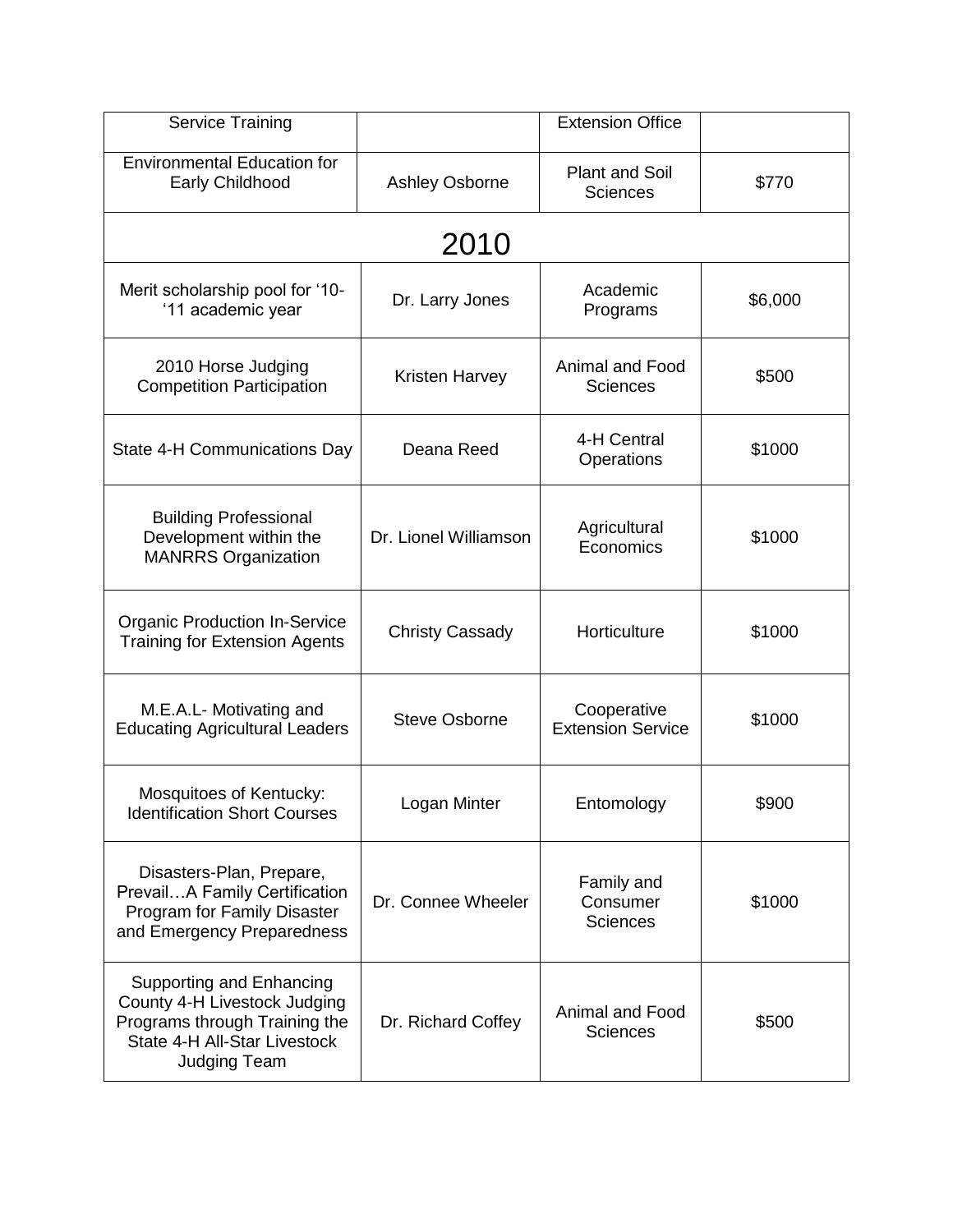| | | | |
|---|---|---|---|
| Service Training | | Extension Office | |
| Environmental Education for Early Childhood | Ashley Osborne | Plant and Soil Sciences | $770 |
| **2010** | | | |
| Merit scholarship pool for '10-'11 academic year | Dr. Larry Jones | Academic Programs | $6,000 |
| 2010 Horse Judging Competition Participation | Kristen Harvey | Animal and Food Sciences | $500 |
| State 4-H Communications Day | Deana Reed | 4-H Central Operations | $1000 |
| Building Professional Development within the MANRRS Organization | Dr. Lionel Williamson | Agricultural Economics | $1000 |
| Organic Production In-Service Training for Extension Agents | Christy Cassady | Horticulture | $1000 |
| M.E.A.L- Motivating and Educating Agricultural Leaders | Steve Osborne | Cooperative Extension Service | $1000 |
| Mosquitoes of Kentucky: Identification Short Courses | Logan Minter | Entomology | $900 |
| Disasters-Plan, Prepare, Prevail…A Family Certification Program for Family Disaster and Emergency Preparedness | Dr. Connee Wheeler | Family and Consumer Sciences | $1000 |
| Supporting and Enhancing County 4-H Livestock Judging Programs through Training the State 4-H All-Star Livestock Judging Team | Dr. Richard Coffey | Animal and Food Sciences | $500 |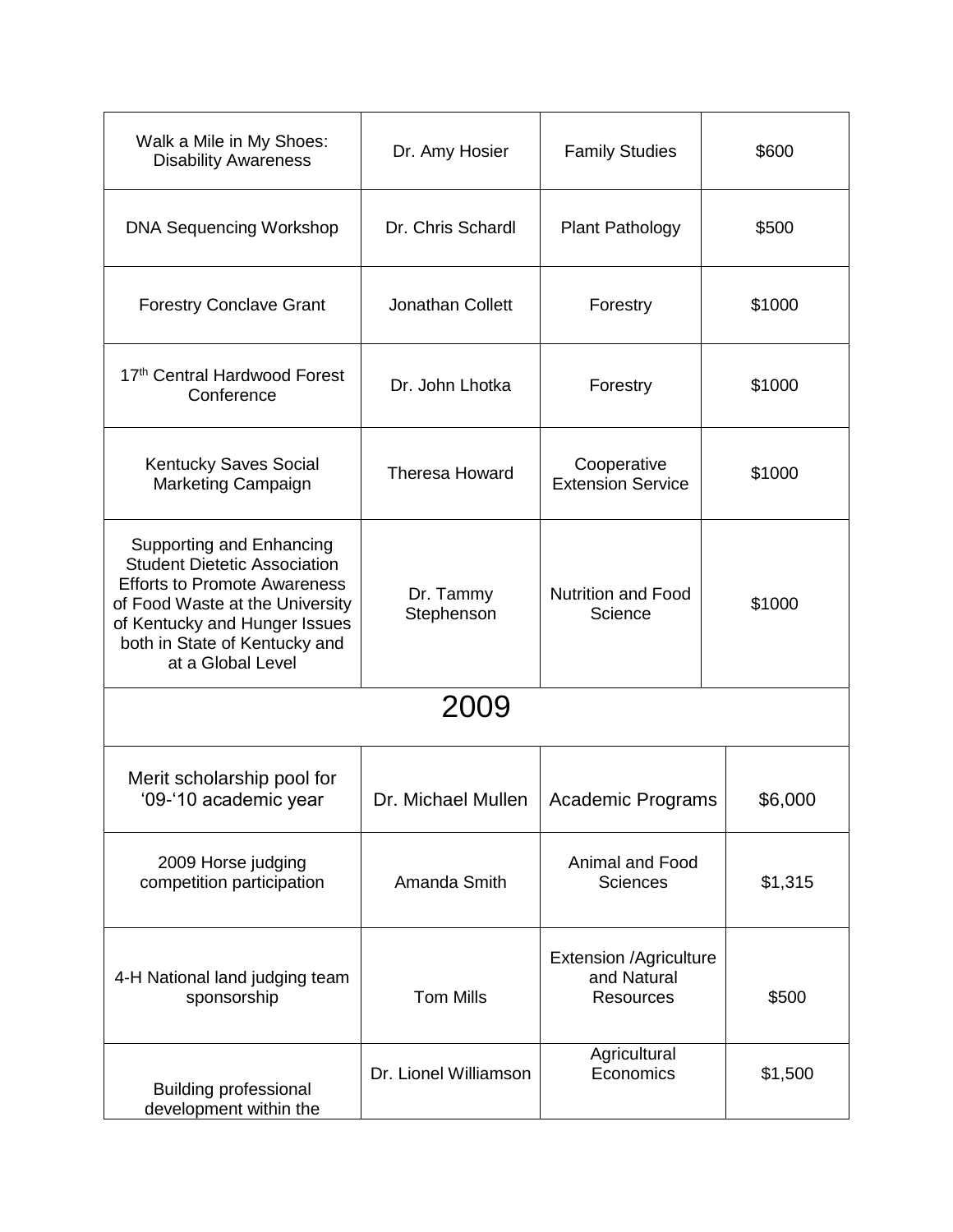| | | | |
|---|---|---|---|
| Walk a Mile in My Shoes: Disability Awareness | Dr. Amy Hosier | Family Studies | $600 |
| DNA Sequencing Workshop | Dr. Chris Schardl | Plant Pathology | $500 |
| Forestry Conclave Grant | Jonathan Collett | Forestry | $1000 |
| 17th Central Hardwood Forest Conference | Dr. John Lhotka | Forestry | $1000 |
| Kentucky Saves Social Marketing Campaign | Theresa Howard | Cooperative Extension Service | $1000 |
| Supporting and Enhancing Student Dietetic Association Efforts to Promote Awareness of Food Waste at the University of Kentucky and Hunger Issues both in State of Kentucky and at a Global Level | Dr. Tammy Stephenson | Nutrition and Food Science | $1000 |
| **2009** | | | |
| Merit scholarship pool for '09-'10 academic year | Dr. Michael Mullen | Academic Programs | $6,000 |
| 2009 Horse judging competition participation | Amanda Smith | Animal and Food Sciences | $1,315 |
| 4-H National land judging team sponsorship | Tom Mills | Extension /Agriculture and Natural Resources | $500 |
| Building professional development within the | Dr. Lionel Williamson | Agricultural Economics | $1,500 |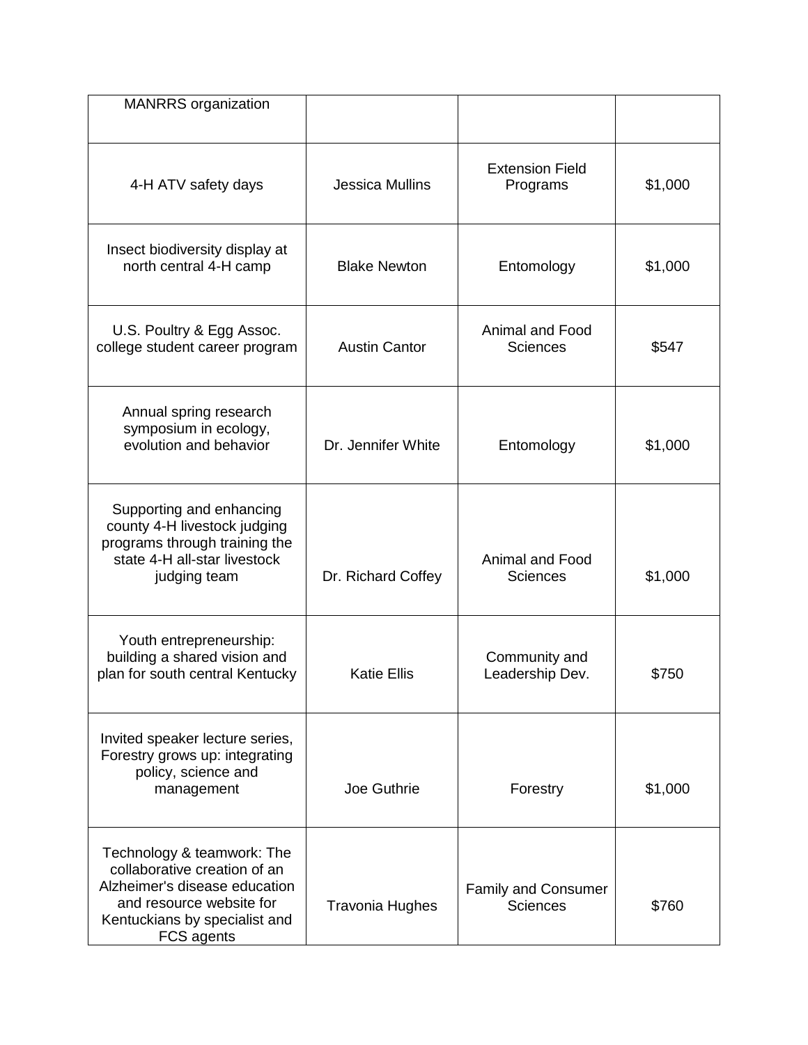| | | | |
|---|---|---|---|
| MANRRS organization | | | |
| 4-H ATV safety days | Jessica Mullins | Extension Field Programs | $1,000 |
| Insect biodiversity display at north central 4-H camp | Blake Newton | Entomology | $1,000 |
| U.S. Poultry & Egg Assoc. college student career program | Austin Cantor | Animal and Food Sciences | $547 |
| Annual spring research symposium in ecology, evolution and behavior | Dr. Jennifer White | Entomology | $1,000 |
| Supporting and enhancing county 4-H livestock judging programs through training the state 4-H all-star livestock judging team | Dr. Richard Coffey | Animal and Food Sciences | $1,000 |
| Youth entrepreneurship: building a shared vision and plan for south central Kentucky | Katie Ellis | Community and Leadership Dev. | $750 |
| Invited speaker lecture series, Forestry grows up: integrating policy, science and management | Joe Guthrie | Forestry | $1,000 |
| Technology & teamwork: The collaborative creation of an Alzheimer's disease education and resource website for Kentuckians by specialist and FCS agents | Travonia Hughes | Family and Consumer Sciences | $760 |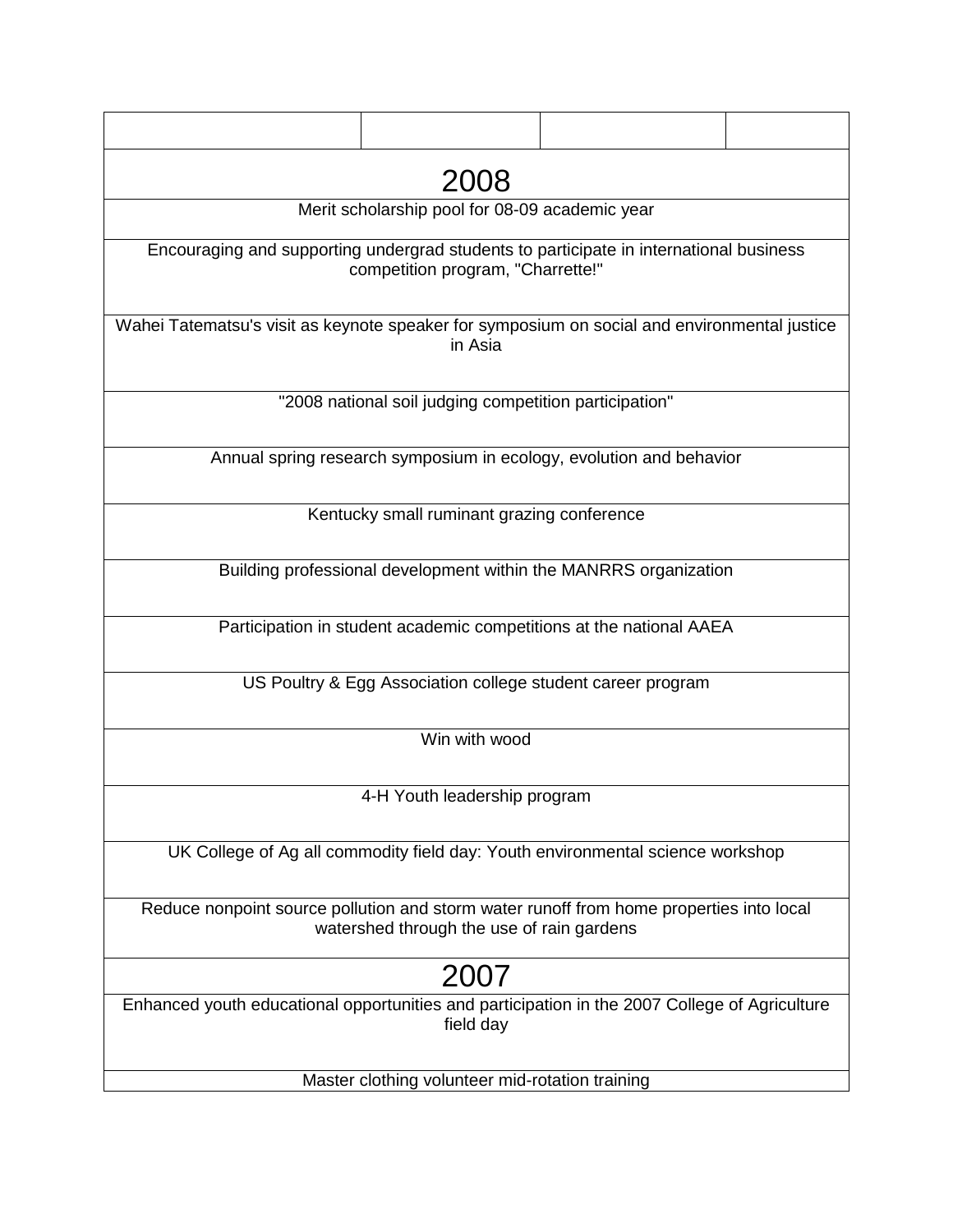| | | | |
|---|---|---|---|
| 2008 | | | |
| Merit scholarship pool for 08-09 academic year | | | |
| Encouraging and supporting undergrad students to participate in international business competition program, "Charrette!" | | | |
| Wahei Tatematsu's visit as keynote speaker for symposium on social and environmental justice in Asia | | | |
| "2008 national soil judging competition participation" | | | |
| Annual spring research symposium in ecology, evolution and behavior | | | |
| Kentucky small ruminant grazing conference | | | |
| Building professional development within the MANRRS organization | | | |
| Participation in student academic competitions at the national AAEA | | | |
| US Poultry & Egg Association college student career program | | | |
| Win with wood | | | |
| 4-H Youth leadership program | | | |
| UK College of Ag all commodity field day: Youth environmental science workshop | | | |
| Reduce nonpoint source pollution and storm water runoff from home properties into local watershed through the use of rain gardens | | | |
| 2007 | | | |
| Enhanced youth educational opportunities and participation in the 2007 College of Agriculture field day | | | |
| Master clothing volunteer mid-rotation training | | | |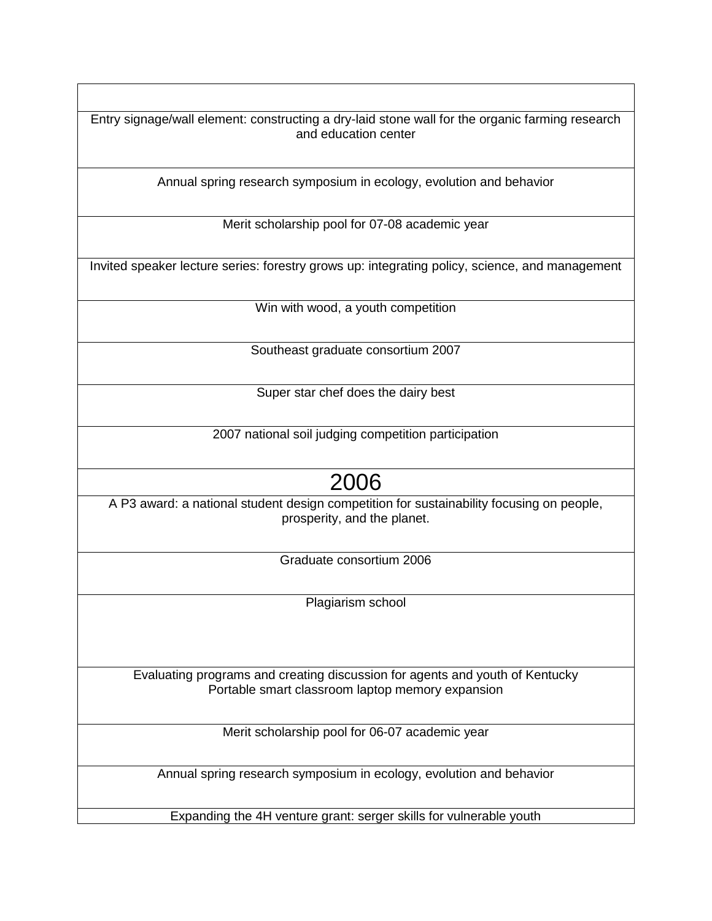| |
|---|
| Entry signage/wall element: constructing a dry-laid stone wall for the organic farming research and education center |
| Annual spring research symposium in ecology, evolution and behavior |
| Merit scholarship pool for 07-08 academic year |
| Invited speaker lecture series: forestry grows up: integrating policy, science, and management |
| Win with wood, a youth competition |
| Southeast graduate consortium 2007 |
| Super star chef does the dairy best |
| 2007 national soil judging competition participation |
| **2006** |
| A P3 award: a national student design competition for sustainability focusing on people, prosperity, and the planet. |
| Graduate consortium 2006 |
| Plagiarism school |
| Evaluating programs and creating discussion for agents and youth of Kentucky<br>Portable smart classroom laptop memory expansion |
| Merit scholarship pool for 06-07 academic year |
| Annual spring research symposium in ecology, evolution and behavior |
| Expanding the 4H venture grant: serger skills for vulnerable youth |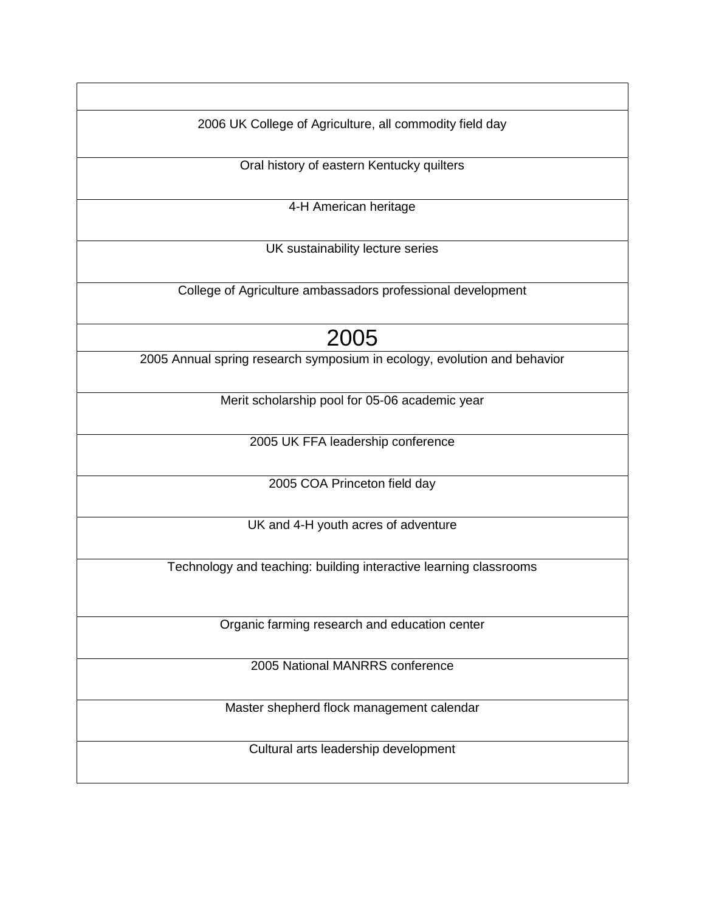| |
|---|
| 2006 UK College of Agriculture, all commodity field day |
| Oral history of eastern Kentucky quilters |
| 4-H American heritage |
| UK sustainability lecture series |
| College of Agriculture ambassadors professional development |
| 2005 |
| 2005 Annual spring research symposium in ecology, evolution and behavior |
| Merit scholarship pool for 05-06 academic year |
| 2005 UK FFA leadership conference |
| 2005 COA Princeton field day |
| UK and 4-H youth acres of adventure |
| Technology and teaching: building interactive learning classrooms |
| Organic farming research and education center |
| 2005 National MANRRS conference |
| Master shepherd flock management calendar |
| Cultural arts leadership development |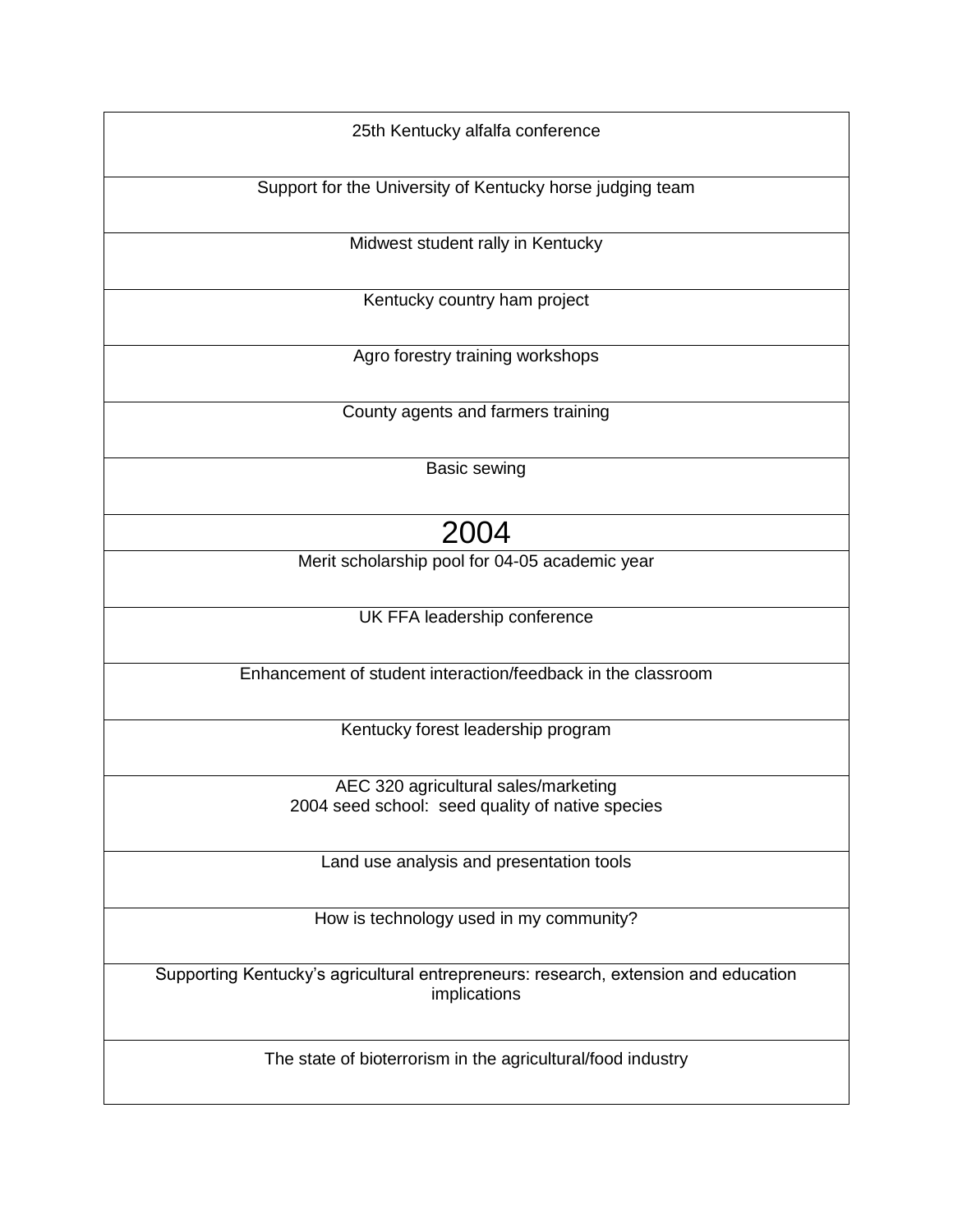| 25th Kentucky alfalfa conference |
| --- |
| Support for the University of Kentucky horse judging team |
| Midwest student rally in Kentucky |
| Kentucky country ham project |
| Agro forestry training workshops |
| County agents and farmers training |
| Basic sewing |
| **2004** |
| Merit scholarship pool for 04-05 academic year |
| UK FFA leadership conference |
| Enhancement of student interaction/feedback in the classroom |
| Kentucky forest leadership program |
| AEC 320 agricultural sales/marketing<br>2004 seed school: seed quality of native species |
| Land use analysis and presentation tools |
| How is technology used in my community? |
| Supporting Kentucky's agricultural entrepreneurs: research, extension and education implications |
| The state of bioterrorism in the agricultural/food industry |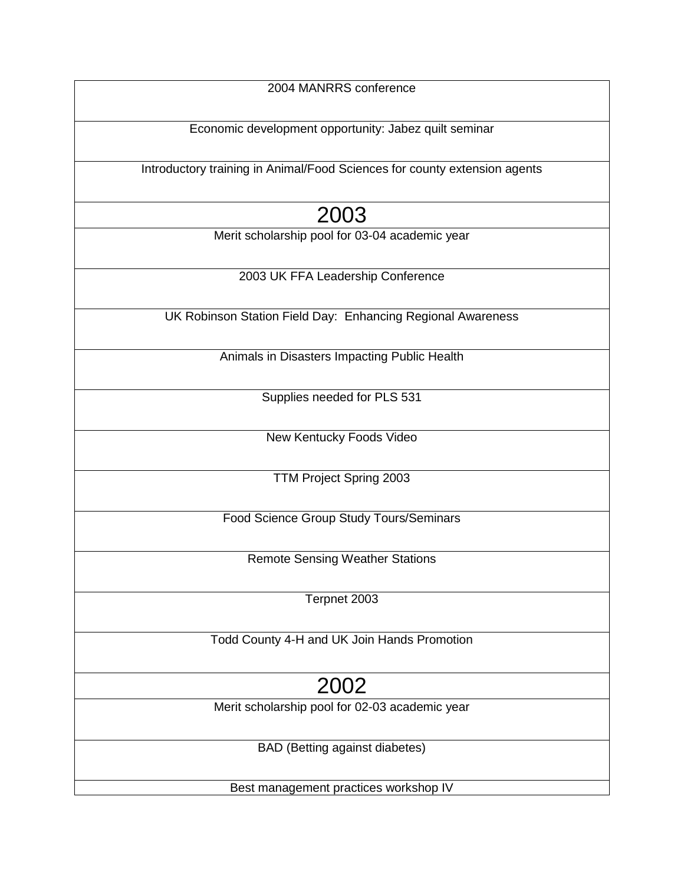| 2004 MANRRS conference |
| --- |
| Economic development opportunity: Jabez quilt seminar |
| Introductory training in Animal/Food Sciences for county extension agents |
| **2003** |
| Merit scholarship pool for 03-04 academic year |
| 2003 UK FFA Leadership Conference |
| UK Robinson Station Field Day:  Enhancing Regional Awareness |
| Animals in Disasters Impacting Public Health |
| Supplies needed for PLS 531 |
| New Kentucky Foods Video |
| TTM Project Spring 2003 |
| Food Science Group Study Tours/Seminars |
| Remote Sensing Weather Stations |
| Terpnet 2003 |
| Todd County 4-H and UK Join Hands Promotion |
| **2002** |
| Merit scholarship pool for 02-03 academic year |
| BAD (Betting against diabetes) |
| Best management practices workshop IV |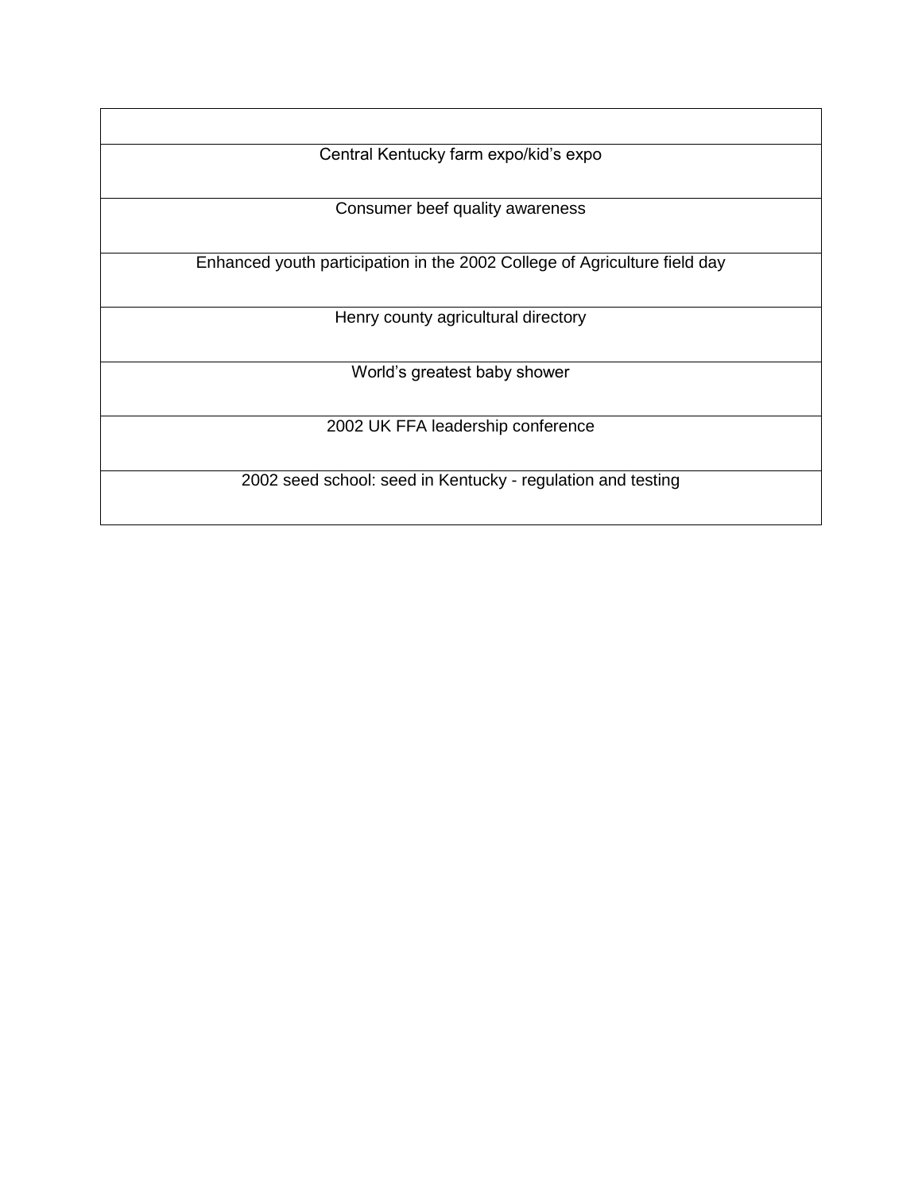| |
|---|
| Central Kentucky farm expo/kid’s expo |
| Consumer beef quality awareness |
| Enhanced youth participation in the 2002 College of Agriculture field day |
| Henry county agricultural directory |
| World’s greatest baby shower |
| 2002 UK FFA leadership conference |
| 2002 seed school: seed in Kentucky - regulation and testing |